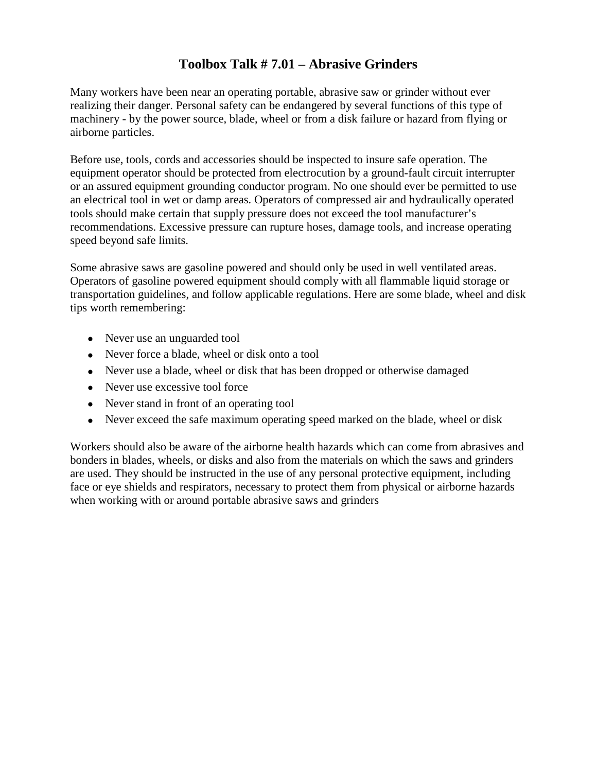# Toolbox Talk # 7.01 – Abrasive Grinders

Many workers have been near an operating portable, abrasive saw or grinder without ever realizing their danger. Personal safety can be endangered by several functions of this type of machinery - by the power source, blade, wheel or from a disk failure or hazard from flying or airborne particles.

Before use, tools, cords and accessories should be inspected to insure safe operation. The equipment operator should be protected from electrocution by a ground-fault circuit interrupter or an assured equipment grounding conductor program. No one should ever be permitted to use an electrical tool in wet or damp areas. Operators of compressed air and hydraulically operated tools should make certain that supply pressure does not exceed the tool manufacturer's recommendations. Excessive pressure can rupture hoses, damage tools, and increase operating speed beyond safe limits.

Some abrasive saws are gasoline powered and should only be used in well ventilated areas. Operators of gasoline powered equipment should comply with all flammable liquid storage or transportation guidelines, and follow applicable regulations. Here are some blade, wheel and disk tips worth remembering:

- Never use an unguarded tool
- Never force a blade, wheel or disk onto a tool
- Never use a blade, wheel or disk that has been dropped or otherwise damaged
- Never use excessive tool force
- Never stand in front of an operating tool
- Never exceed the safe maximum operating speed marked on the blade, wheel or disk

Workers should also be aware of the airborne health hazards which can come from abrasives and bonders in blades, wheels, or disks and also from the materials on which the saws and grinders are used. They should be instructed in the use of any personal protective equipment, including face or eye shields and respirators, necessary to protect them from physical or airborne hazards when working with or around portable abrasive saws and grinders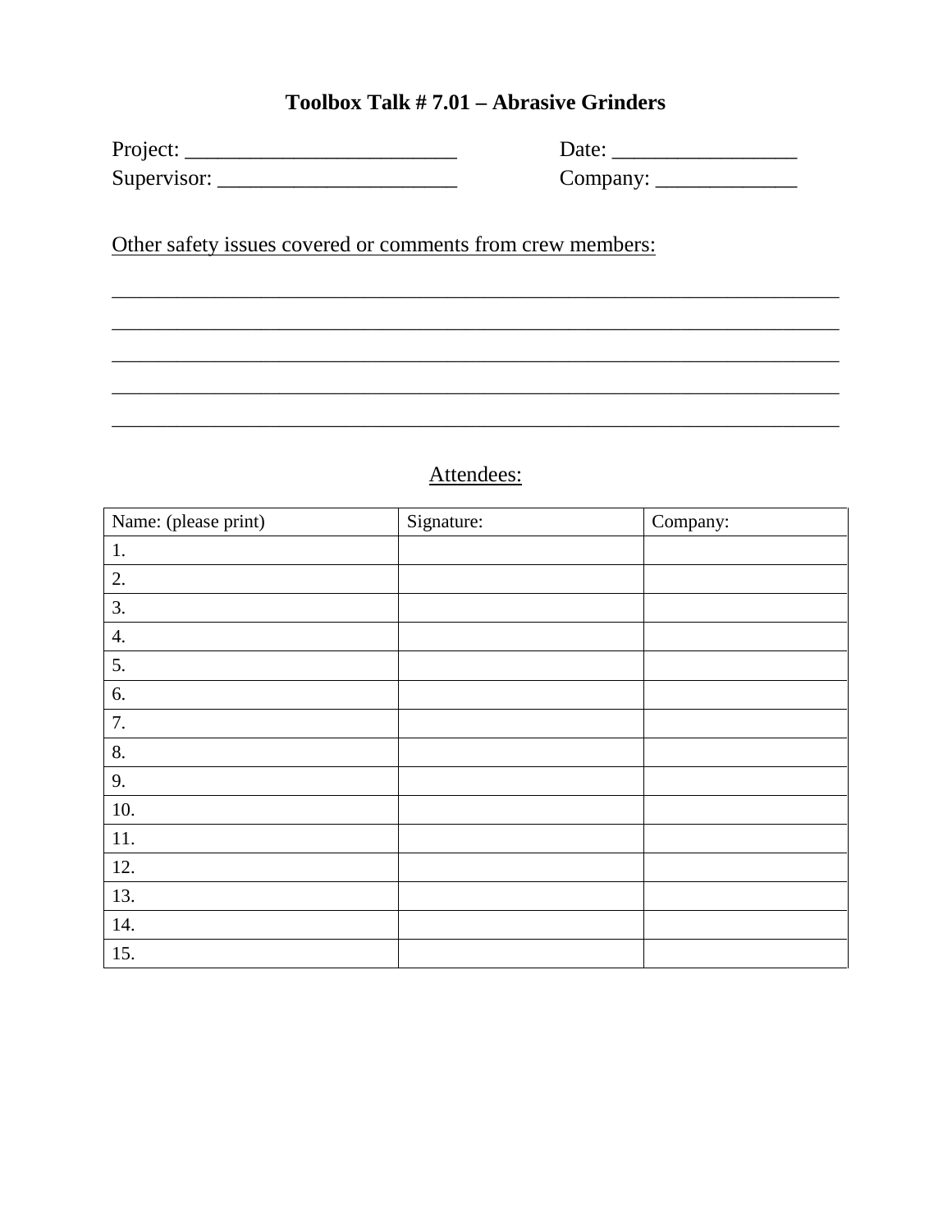## Toolbox Talk # 7.01 – Abrasive Grinders

Project: _________________________ Date: _________________

Supervisor: ______________________ Company: _____________

Other safety issues covered or comments from crew members:

_____________________________________________________________________

_____________________________________________________________________

_____________________________________________________________________

_____________________________________________________________________

_____________________________________________________________________

Attendees:

| Name: (please print) | Signature: | Company: |
| --- | --- | --- |
| 1. | | |
| 2. | | |
| 3. | | |
| 4. | | |
| 5. | | |
| 6. | | |
| 7. | | |
| 8. | | |
| 9. | | |
| 10. | | |
| 11. | | |
| 12. | | |
| 13. | | |
| 14. | | |
| 15. | | |